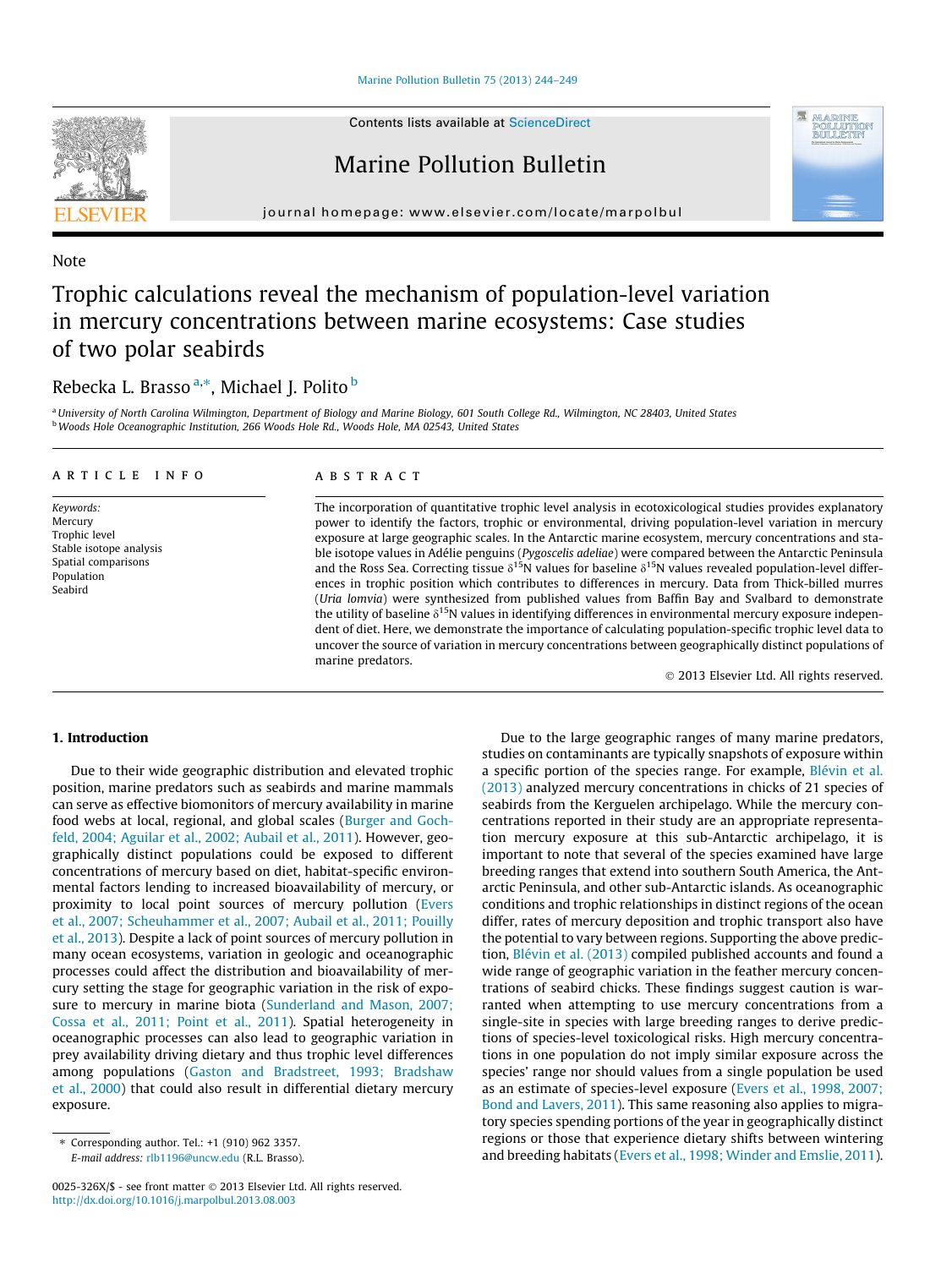Note

# Trophic calculations reveal the mechanism of population-level variation in mercury concentrations between marine ecosystems: Case studies of two polar seabirds

Rebecka L. Brasso [a,*], Michael J. Polito [b]

[a] University of North Carolina Wilmington, Department of Biology and Marine Biology, 601 South College Rd., Wilmington, NC 28403, United States
[b] Woods Hole Oceanographic Institution, 266 Woods Hole Rd., Woods Hole, MA 02543, United States

## ARTICLE INFO

*Keywords:*
Mercury
Trophic level
Stable isotope analysis
Spatial comparisons
Population
Seabird

## ABSTRACT

The incorporation of quantitative trophic level analysis in ecotoxicological studies provides explanatory power to identify the factors, trophic or environmental, driving population-level variation in mercury exposure at large geographic scales. In the Antarctic marine ecosystem, mercury concentrations and stable isotope values in Adélie penguins (*Pygoscelis adeliae*) were compared between the Antarctic Peninsula and the Ross Sea. Correcting tissue $\delta^{15}N$ values for baseline $\delta^{15}N$ values revealed population-level differences in trophic position which contributes to differences in mercury. Data from Thick-billed murres (*Uria lomvia*) were synthesized from published values from Baffin Bay and Svalbard to demonstrate the utility of baseline $\delta^{15}N$ values in identifying differences in environmental mercury exposure independent of diet. Here, we demonstrate the importance of calculating population-specific trophic level data to uncover the source of variation in mercury concentrations between geographically distinct populations of marine predators.

© 2013 Elsevier Ltd. All rights reserved.

## 1. Introduction

Due to their wide geographic distribution and elevated trophic position, marine predators such as seabirds and marine mammals can serve as effective biomonitors of mercury availability in marine food webs at local, regional, and global scales (Burger and Gochfeld, 2004; Aguilar et al., 2002; Aubail et al., 2011). However, geographically distinct populations could be exposed to different concentrations of mercury based on diet, habitat-specific environmental factors lending to increased bioavailability of mercury, or proximity to local point sources of mercury pollution (Evers et al., 2007; Scheuhammer et al., 2007; Aubail et al., 2011; Pouilly et al., 2013). Despite a lack of point sources of mercury pollution in many ocean ecosystems, variation in geologic and oceanographic processes could affect the distribution and bioavailability of mercury setting the stage for geographic variation in the risk of exposure to mercury in marine biota (Sunderland and Mason, 2007; Cossa et al., 2011; Point et al., 2011). Spatial heterogeneity in oceanographic processes can also lead to geographic variation in prey availability driving dietary and thus trophic level differences among populations (Gaston and Bradstreet, 1993; Bradshaw et al., 2000) that could also result in differential dietary mercury exposure.

Due to the large geographic ranges of many marine predators, studies on contaminants are typically snapshots of exposure within a specific portion of the species range. For example, Blévin et al. (2013) analyzed mercury concentrations in chicks of 21 species of seabirds from the Kerguelen archipelago. While the mercury concentrations reported in their study are an appropriate representation mercury exposure at this sub-Antarctic archipelago, it is important to note that several of the species examined have large breeding ranges that extend into southern South America, the Antarctic Peninsula, and other sub-Antarctic islands. As oceanographic conditions and trophic relationships in distinct regions of the ocean differ, rates of mercury deposition and trophic transport also have the potential to vary between regions. Supporting the above prediction, Blévin et al. (2013) compiled published accounts and found a wide range of geographic variation in the feather mercury concentrations of seabird chicks. These findings suggest caution is warranted when attempting to use mercury concentrations from a single-site in species with large breeding ranges to derive predictions of species-level toxicological risks. High mercury concentrations in one population do not imply similar exposure across the species' range nor should values from a single population be used as an estimate of species-level exposure (Evers et al., 1998, 2007; Bond and Lavers, 2011). This same reasoning also applies to migratory species spending portions of the year in geographically distinct regions or those that experience dietary shifts between wintering and breeding habitats (Evers et al., 1998; Winder and Emslie, 2011).

* Corresponding author. Tel.: +1 (910) 962 3357.
E-mail address: rlb1196@uncw.edu (R.L. Brasso).

0025-326X/$ - see front matter © 2013 Elsevier Ltd. All rights reserved.
http://dx.doi.org/10.1016/j.marpolbul.2013.08.003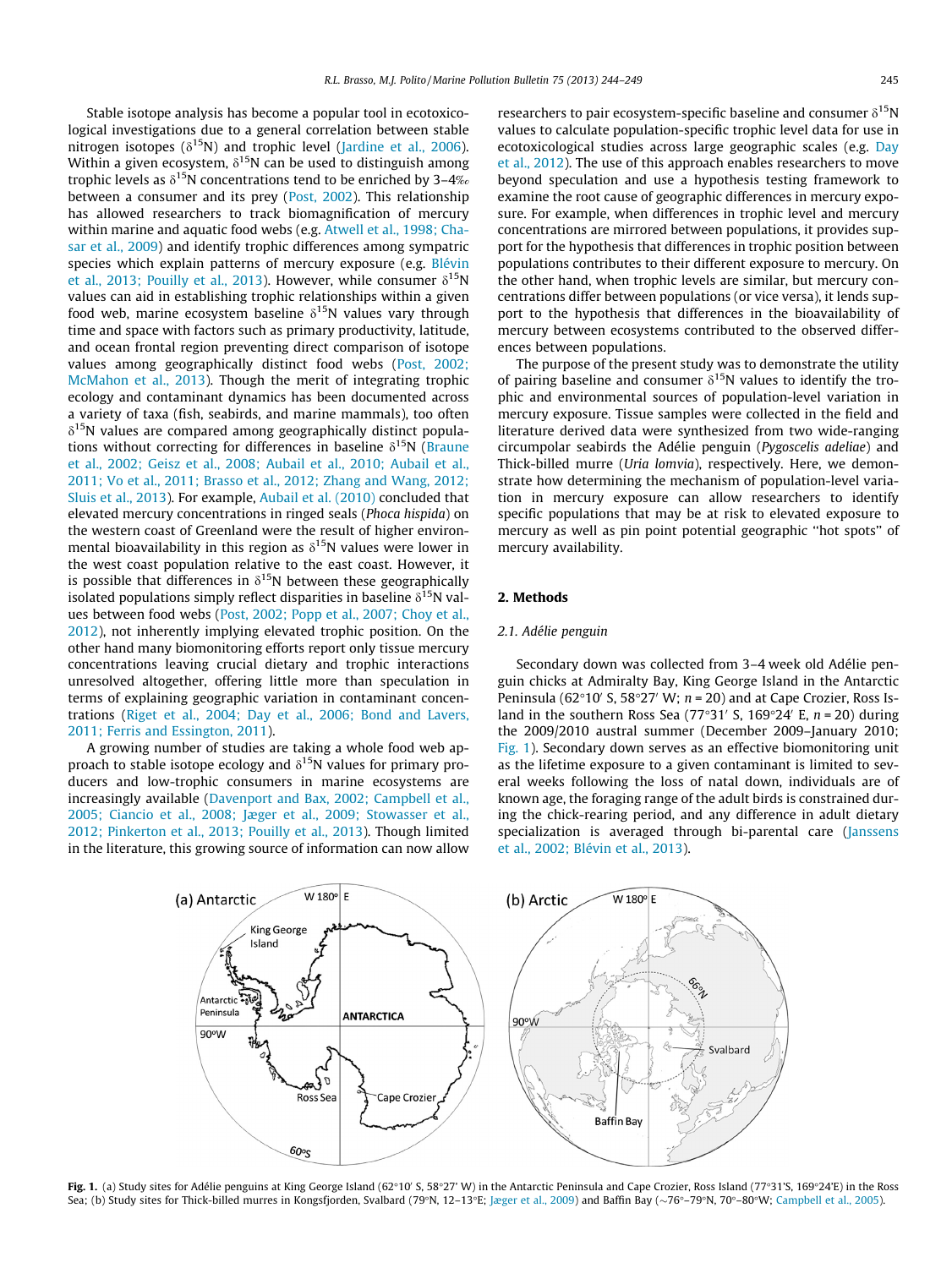Stable isotope analysis has become a popular tool in ecotoxicological investigations due to a general correlation between stable nitrogen isotopes ($\delta^{15}$N) and trophic level (Jardine et al., 2006). Within a given ecosystem, $\delta^{15}$N can be used to distinguish among trophic levels as $\delta^{15}$N concentrations tend to be enriched by 3–4‰ between a consumer and its prey (Post, 2002). This relationship has allowed researchers to track biomagnification of mercury within marine and aquatic food webs (e.g. Atwell et al., 1998; Chasar et al., 2009) and identify trophic differences among sympatric species which explain patterns of mercury exposure (e.g. Blévin et al., 2013; Pouilly et al., 2013). However, while consumer $\delta^{15}$N values can aid in establishing trophic relationships within a given food web, marine ecosystem baseline $\delta^{15}$N values vary through time and space with factors such as primary productivity, latitude, and ocean frontal region preventing direct comparison of isotope values among geographically distinct food webs (Post, 2002; McMahon et al., 2013). Though the merit of integrating trophic ecology and contaminant dynamics has been documented across a variety of taxa (fish, seabirds, and marine mammals), too often $\delta^{15}$N values are compared among geographically distinct populations without correcting for differences in baseline $\delta^{15}$N (Braune et al., 2002; Geisz et al., 2008; Aubail et al., 2010; Aubail et al., 2011; Vo et al., 2011; Brasso et al., 2012; Zhang and Wang, 2012; Sluis et al., 2013). For example, Aubail et al. (2010) concluded that elevated mercury concentrations in ringed seals (*Phoca hispida*) on the western coast of Greenland were the result of higher environmental bioavailability in this region as $\delta^{15}$N values were lower in the west coast population relative to the east coast. However, it is possible that differences in $\delta^{15}$N between these geographically isolated populations simply reflect disparities in baseline $\delta^{15}$N values between food webs (Post, 2002; Popp et al., 2007; Choy et al., 2012), not inherently implying elevated trophic position. On the other hand many biomonitoring efforts report only tissue mercury concentrations leaving crucial dietary and trophic interactions unresolved altogether, offering little more than speculation in terms of explaining geographic variation in contaminant concentrations (Riget et al., 2004; Day et al., 2006; Bond and Lavers, 2011; Ferris and Essington, 2011).

A growing number of studies are taking a whole food web approach to stable isotope ecology and $\delta^{15}$N values for primary producers and low-trophic consumers in marine ecosystems are increasingly available (Davenport and Bax, 2002; Campbell et al., 2005; Ciancio et al., 2008; Jæger et al., 2009; Stowasser et al., 2012; Pinkerton et al., 2013; Pouilly et al., 2013). Though limited in the literature, this growing source of information can now allow researchers to pair ecosystem-specific baseline and consumer $\delta^{15}$N values to calculate population-specific trophic level data for use in ecotoxicological studies across large geographic scales (e.g. Day et al., 2012). The use of this approach enables researchers to move beyond speculation and use a hypothesis testing framework to examine the root cause of geographic differences in mercury exposure. For example, when differences in trophic level and mercury concentrations are mirrored between populations, it provides support for the hypothesis that differences in trophic position between populations contributes to their different exposure to mercury. On the other hand, when trophic levels are similar, but mercury concentrations differ between populations (or vice versa), it lends support to the hypothesis that differences in the bioavailability of mercury between ecosystems contributed to the observed differences between populations.

The purpose of the present study was to demonstrate the utility of pairing baseline and consumer $\delta^{15}$N values to identify the trophic and environmental sources of population-level variation in mercury exposure. Tissue samples were collected in the field and literature derived data were synthesized from two wide-ranging circumpolar seabirds the Adélie penguin (*Pygoscelis adeliae*) and Thick-billed murre (*Uria lomvia*), respectively. Here, we demonstrate how determining the mechanism of population-level variation in mercury exposure can allow researchers to identify specific populations that may be at risk to elevated exposure to mercury as well as pin point potential geographic "hot spots" of mercury availability.

## 2. Methods

### 2.1. Adélie penguin

Secondary down was collected from 3–4 week old Adélie penguin chicks at Admiralty Bay, King George Island in the Antarctic Peninsula (62°10′ S, 58°27′ W; $n = 20$) and at Cape Crozier, Ross Island (77°31′ S, 169°24′ E, $n = 20$) during the 2009/2010 austral summer (December 2009–January 2010; Fig. 1). Secondary down serves as an effective biomonitoring unit as the lifetime exposure to a given contaminant is limited to several weeks following the loss of natal down, individuals are of known age, the foraging range of the adult birds is constrained during the chick-rearing period, and any difference in adult dietary specialization is averaged through bi-parental care (Janssens et al., 2002; Blévin et al., 2013).

**Fig. 1.** (a) Study sites for Adélie penguins at King George Island (62°10′ S, 58°27′ W) in the Antarctic Peninsula and Cape Crozier, Ross Island (77°31′S, 169°24′E) in the Ross Sea; (b) Study sites for Thick-billed murres in Kongsfjorden, Svalbard (79°N, 12–13°E; Jæger et al., 2009) and Baffin Bay (~76°–79°N, 70°–80°W; Campbell et al., 2005).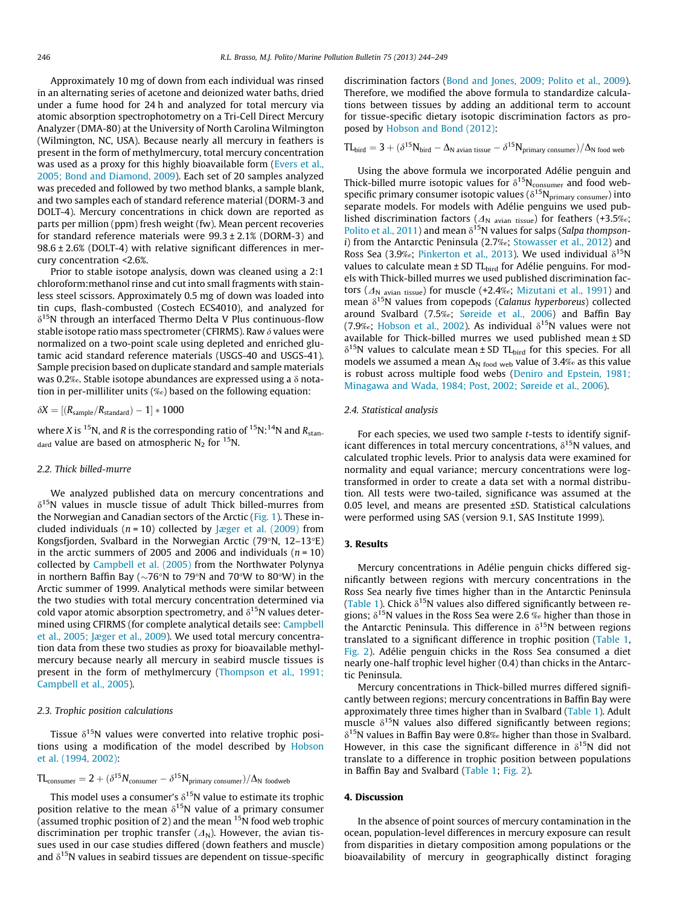Approximately 10 mg of down from each individual was rinsed in an alternating series of acetone and deionized water baths, dried under a fume hood for 24 h and analyzed for total mercury via atomic absorption spectrophotometry on a Tri-Cell Direct Mercury Analyzer (DMA-80) at the University of North Carolina Wilmington (Wilmington, NC, USA). Because nearly all mercury in feathers is present in the form of methylmercury, total mercury concentration was used as a proxy for this highly bioavailable form (Evers et al., 2005; Bond and Diamond, 2009). Each set of 20 samples analyzed was preceded and followed by two method blanks, a sample blank, and two samples each of standard reference material (DORM-3 and DOLT-4). Mercury concentrations in chick down are reported as parts per million (ppm) fresh weight (fw). Mean percent recoveries for standard reference materials were 99.3 ± 2.1% (DORM-3) and 98.6 ± 2.6% (DOLT-4) with relative significant differences in mercury concentration <2.6%.

Prior to stable isotope analysis, down was cleaned using a 2:1 chloroform:methanol rinse and cut into small fragments with stainless steel scissors. Approximately 0.5 mg of down was loaded into tin cups, flash-combusted (Costech ECS4010), and analyzed for $\delta^{15}$N through an interfaced Thermo Delta V Plus continuous-flow stable isotope ratio mass spectrometer (CFIRMS). Raw $\delta$ values were normalized on a two-point scale using depleted and enriched glutamic acid standard reference materials (USGS-40 and USGS-41). Sample precision based on duplicate standard and sample materials was 0.2‰. Stable isotope abundances are expressed using a $\delta$ notation in per-milliliter units (‰) based on the following equation:

$$\delta X = [(R_{\text{sample}}/R_{\text{standard}}) - 1] * 1000$$

where $X$ is $^{15}$N, and $R$ is the corresponding ratio of $^{15}$N:$^{14}$N and $R_{\text{standard}}$ value are based on atmospheric $N_2$ for $^{15}$N.

### 2.2. Thick billed-murre

We analyzed published data on mercury concentrations and $\delta^{15}$N values in muscle tissue of adult Thick billed-murres from the Norwegian and Canadian sectors of the Arctic (Fig. 1). These included individuals ($n$ = 10) collected by Jæger et al. (2009) from Kongsfjorden, Svalbard in the Norwegian Arctic (79°N, 12–13°E) in the arctic summers of 2005 and 2006 and individuals ($n$ = 10) collected by Campbell et al. (2005) from the Northwater Polynya in northern Baffin Bay (~76°N to 79°N and 70°W to 80°W) in the Arctic summer of 1999. Analytical methods were similar between the two studies with total mercury concentration determined via cold vapor atomic absorption spectrometry, and $\delta^{15}$N values determined using CFIRMS (for complete analytical details see: Campbell et al., 2005; Jæger et al., 2009). We used total mercury concentration data from these two studies as proxy for bioavailable methylmercury because nearly all mercury in seabird muscle tissues is present in the form of methylmercury (Thompson et al., 1991; Campbell et al., 2005).

### 2.3. Trophic position calculations

Tissue $\delta^{15}$N values were converted into relative trophic positions using a modification of the model described by Hobson et al. (1994, 2002):

$$\text{TL}_{\text{consumer}} = 2 + (\delta^{15}N_{\text{consumer}} - \delta^{15}\text{N}_{\text{primary consumer}})/\Delta_{\text{N foodweb}}$$

This model uses a consumer's $\delta^{15}$N value to estimate its trophic position relative to the mean $\delta^{15}$N value of a primary consumer (assumed trophic position of 2) and the mean $^{15}$N food web trophic discrimination per trophic transfer ($\Delta_{\text{N}}$). However, the avian tissues used in our case studies differed (down feathers and muscle) and $\delta^{15}$N values in seabird tissues are dependent on tissue-specific discrimination factors (Bond and Jones, 2009; Polito et al., 2009). Therefore, we modified the above formula to standardize calculations between tissues by adding an additional term to account for tissue-specific dietary isotopic discrimination factors as proposed by Hobson and Bond (2012):

$$\text{TL}_{\text{bird}} = 3 + (\delta^{15}\text{N}_{\text{bird}} - \Delta_{\text{N avian tissue}} - \delta^{15}\text{N}_{\text{primary consumer}})/\Delta_{\text{N food web}}$$

Using the above formula we incorporated Adélie penguin and Thick-billed murre isotopic values for $\delta^{15}\text{N}_{\text{consumer}}$ and food web-specific primary consumer isotopic values ($\delta^{15}\text{N}_{\text{primary consumer}}$) into separate models. For models with Adélie penguins we used published discrimination factors ($\Delta_{\text{N avian tissue}}$) for feathers (+3.5‰; Polito et al., 2011) and mean $\delta^{15}$N values for salps (*Salpa thompsoni*) from the Antarctic Peninsula (2.7‰; Stowasser et al., 2012) and Ross Sea (3.9‰; Pinkerton et al., 2013). We used individual $\delta^{15}$N values to calculate mean ± SD $\text{TL}_{\text{bird}}$ for Adélie penguins. For models with Thick-billed murres we used published discrimination factors ($\Delta_{\text{N avian tissue}}$) for muscle (+2.4‰; Mizutani et al., 1991) and mean $\delta^{15}$N values from copepods (*Calanus hyperboreus*) collected around Svalbard (7.5‰; Søreide et al., 2006) and Baffin Bay (7.9‰; Hobson et al., 2002). As individual $\delta^{15}$N values were not available for Thick-billed murres we used published mean ± SD $\delta^{15}$N values to calculate mean ± SD $\text{TL}_{\text{bird}}$ for this species. For all models we assumed a mean $\Delta_{\text{N food web}}$ value of 3.4‰ as this value is robust across multiple food webs (Deniro and Epstein, 1981; Minagawa and Wada, 1984; Post, 2002; Søreide et al., 2006).

### 2.4. Statistical analysis

For each species, we used two sample $t$-tests to identify significant differences in total mercury concentrations, $\delta^{15}$N values, and calculated trophic levels. Prior to analysis data were examined for normality and equal variance; mercury concentrations were log-transformed in order to create a data set with a normal distribution. All tests were two-tailed, significance was assumed at the 0.05 level, and means are presented ±SD. Statistical calculations were performed using SAS (version 9.1, SAS Institute 1999).

## 3. Results

Mercury concentrations in Adélie penguin chicks differed significantly between regions with mercury concentrations in the Ross Sea nearly five times higher than in the Antarctic Peninsula (Table 1). Chick $\delta^{15}$N values also differed significantly between regions; $\delta^{15}$N values in the Ross Sea were 2.6 ‰ higher than those in the Antarctic Peninsula. This difference in $\delta^{15}$N between regions translated to a significant difference in trophic position (Table 1, Fig. 2). Adélie penguin chicks in the Ross Sea consumed a diet nearly one-half trophic level higher (0.4) than chicks in the Antarctic Peninsula.

Mercury concentrations in Thick-billed murres differed significantly between regions; mercury concentrations in Baffin Bay were approximately three times higher than in Svalbard (Table 1). Adult muscle $\delta^{15}$N values also differed significantly between regions; $\delta^{15}$N values in Baffin Bay were 0.8‰ higher than those in Svalbard. However, in this case the significant difference in $\delta^{15}$N did not translate to a difference in trophic position between populations in Baffin Bay and Svalbard (Table 1; Fig. 2).

## 4. Discussion

In the absence of point sources of mercury contamination in the ocean, population-level differences in mercury exposure can result from disparities in dietary composition among populations or the bioavailability of mercury in geographically distinct foraging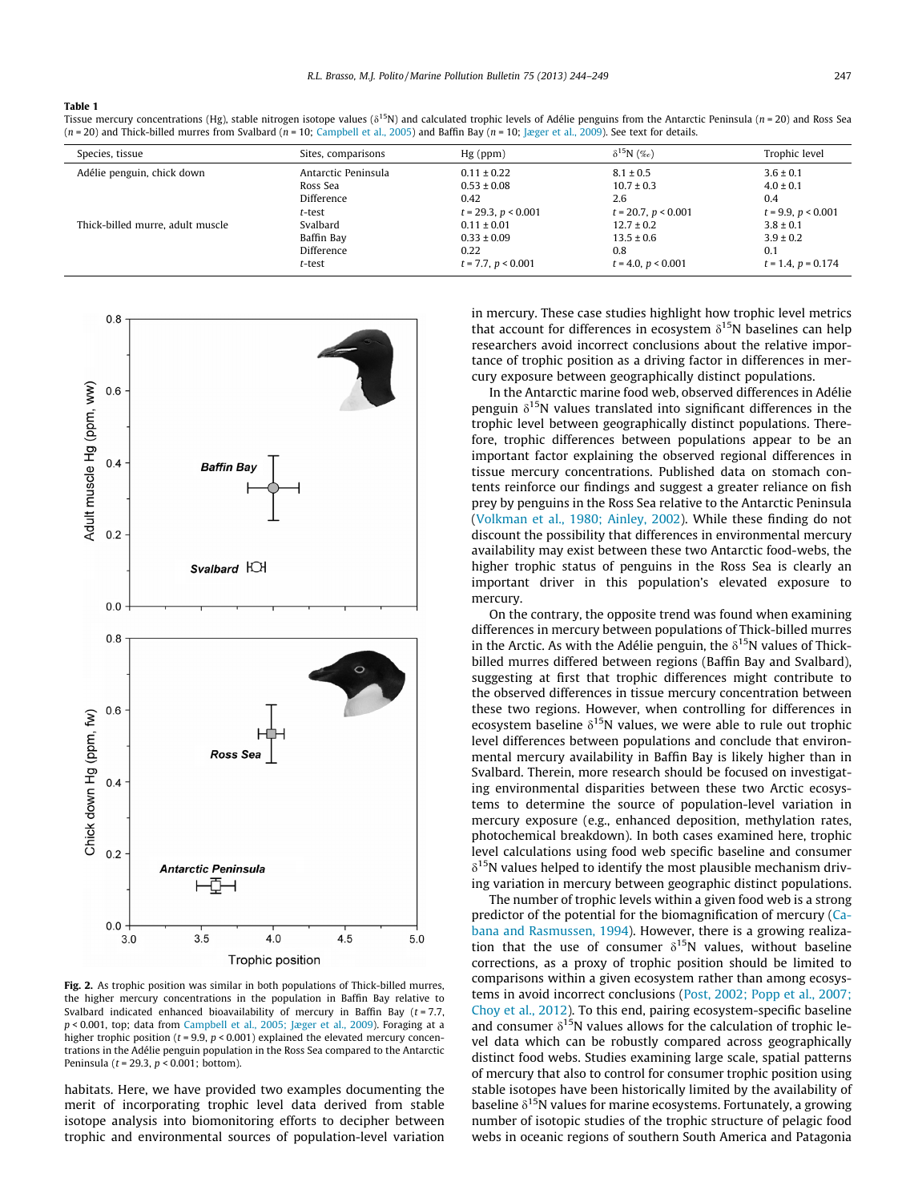**Table 1**
Tissue mercury concentrations (Hg), stable nitrogen isotope values ($\delta^{15}N$) and calculated trophic levels of Adélie penguins from the Antarctic Peninsula ($n = 20$) and Ross Sea ($n = 20$) and Thick-billed murres from Svalbard ($n = 10$; Campbell et al., 2005) and Baffin Bay ($n = 10$; Jæger et al., 2009). See text for details.

| Species, tissue | Sites, comparisons | Hg (ppm) | $\delta^{15}N$ (‰) | Trophic level |
|---|---|---|---|---|
| Adélie penguin, chick down | Antarctic Peninsula | 0.11 ± 0.22 | 8.1 ± 0.5 | 3.6 ± 0.1 |
| | Ross Sea | 0.53 ± 0.08 | 10.7 ± 0.3 | 4.0 ± 0.1 |
| | Difference | 0.42 | 2.6 | 0.4 |
| | *t*-test | $t = 29.3$, $p < 0.001$ | $t = 20.7$, $p < 0.001$ | $t = 9.9$, $p < 0.001$ |
| Thick-billed murre, adult muscle | Svalbard | 0.11 ± 0.01 | 12.7 ± 0.2 | 3.8 ± 0.1 |
| | Baffin Bay | 0.33 ± 0.09 | 13.5 ± 0.6 | 3.9 ± 0.2 |
| | Difference | 0.22 | 0.8 | 0.1 |
| | *t*-test | $t = 7.7$, $p < 0.001$ | $t = 4.0$, $p < 0.001$ | $t = 1.4$, $p = 0.174$ |

**Fig. 2.** As trophic position was similar in both populations of Thick-billed murres, the higher mercury concentrations in the population in Baffin Bay relative to Svalbard indicated enhanced bioavailability of mercury in Baffin Bay ($t = 7.7$, $p < 0.001$, top; data from Campbell et al., 2005; Jæger et al., 2009). Foraging at a higher trophic position ($t = 9.9$, $p < 0.001$) explained the elevated mercury concentrations in the Adélie penguin population in the Ross Sea compared to the Antarctic Peninsula ($t = 29.3$, $p < 0.001$; bottom).

habitats. Here, we have provided two examples documenting the merit of incorporating trophic level data derived from stable isotope analysis into biomonitoring efforts to decipher between trophic and environmental sources of population-level variation in mercury. These case studies highlight how trophic level metrics that account for differences in ecosystem $\delta^{15}N$ baselines can help researchers avoid incorrect conclusions about the relative importance of trophic position as a driving factor in differences in mercury exposure between geographically distinct populations.

In the Antarctic marine food web, observed differences in Adélie penguin $\delta^{15}N$ values translated into significant differences in the trophic level between geographically distinct populations. Therefore, trophic differences between populations appear to be an important factor explaining the observed regional differences in tissue mercury concentrations. Published data on stomach contents reinforce our findings and suggest a greater reliance on fish prey by penguins in the Ross Sea relative to the Antarctic Peninsula (Volkman et al., 1980; Ainley, 2002). While these finding do not discount the possibility that differences in environmental mercury availability may exist between these two Antarctic food-webs, the higher trophic status of penguins in the Ross Sea is clearly an important driver in this population's elevated exposure to mercury.

On the contrary, the opposite trend was found when examining differences in mercury between populations of Thick-billed murres in the Arctic. As with the Adélie penguin, the $\delta^{15}N$ values of Thick-billed murres differed between regions (Baffin Bay and Svalbard), suggesting at first that trophic differences might contribute to the observed differences in tissue mercury concentration between these two regions. However, when controlling for differences in ecosystem baseline $\delta^{15}N$ values, we were able to rule out trophic level differences between populations and conclude that environmental mercury availability in Baffin Bay is likely higher than in Svalbard. Therein, more research should be focused on investigating environmental disparities between these two Arctic ecosystems to determine the source of population-level variation in mercury exposure (e.g., enhanced deposition, methylation rates, photochemical breakdown). In both cases examined here, trophic level calculations using food web specific baseline and consumer $\delta^{15}N$ values helped to identify the most plausible mechanism driving variation in mercury between geographic distinct populations.

The number of trophic levels within a given food web is a strong predictor of the potential for the biomagnification of mercury (Cabana and Rasmussen, 1994). However, there is a growing realization that the use of consumer $\delta^{15}N$ values, without baseline corrections, as a proxy of trophic position should be limited to comparisons within a given ecosystem rather than among ecosystems in avoid incorrect conclusions (Post, 2002; Popp et al., 2007; Choy et al., 2012). To this end, pairing ecosystem-specific baseline and consumer $\delta^{15}N$ values allows for the calculation of trophic level data which can be robustly compared across geographically distinct food webs. Studies examining large scale, spatial patterns of mercury that also to control for consumer trophic position using stable isotopes have been historically limited by the availability of baseline $\delta^{15}N$ values for marine ecosystems. Fortunately, a growing number of isotopic studies of the trophic structure of pelagic food webs in oceanic regions of southern South America and Patagonia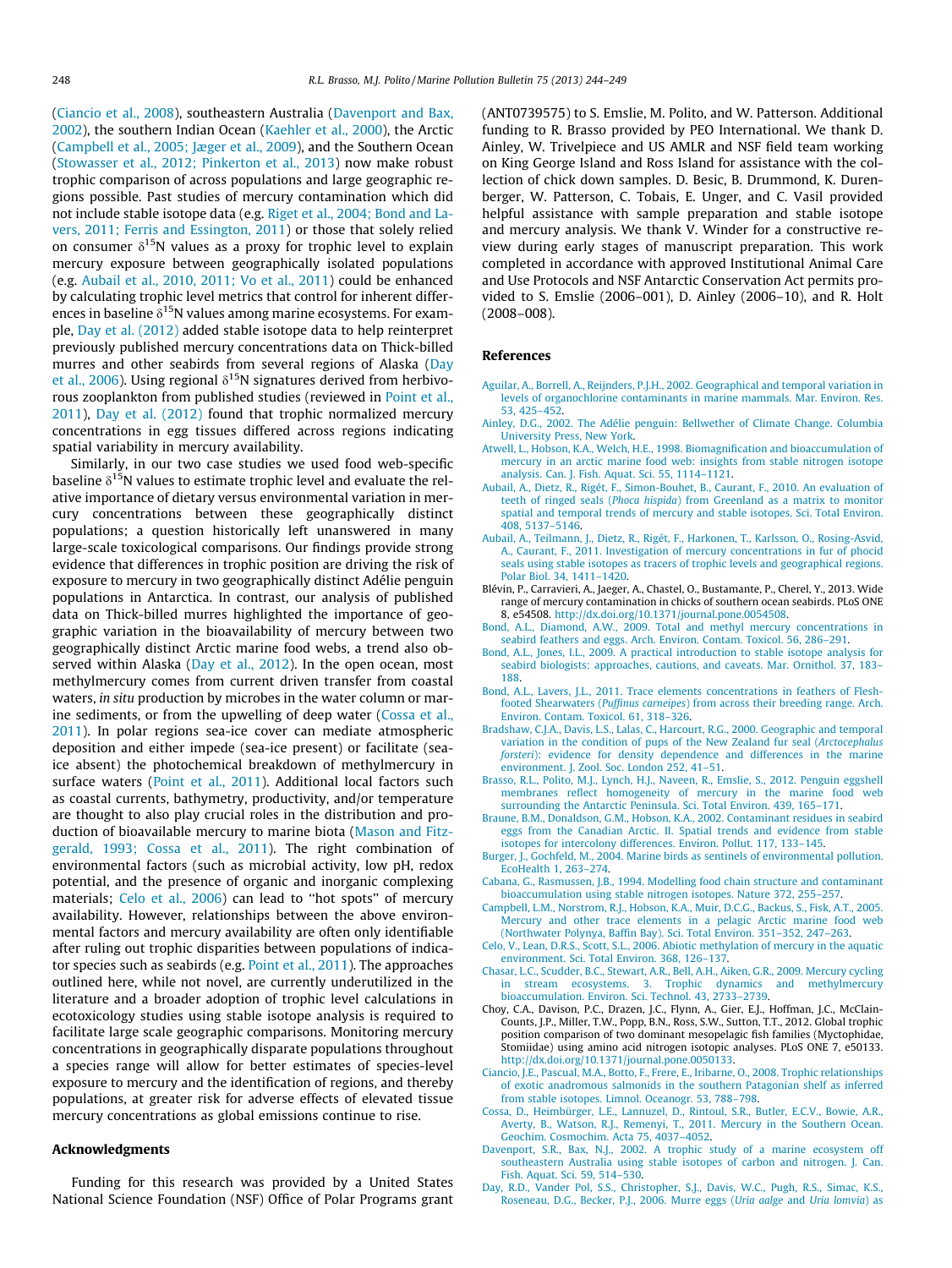(Ciancio et al., 2008), southeastern Australia (Davenport and Bax, 2002), the southern Indian Ocean (Kaehler et al., 2000), the Arctic (Campbell et al., 2005; Jæger et al., 2009), and the Southern Ocean (Stowasser et al., 2012; Pinkerton et al., 2013) now make robust trophic comparison of across populations and large geographic regions possible. Past studies of mercury contamination which did not include stable isotope data (e.g. Riget et al., 2004; Bond and Lavers, 2011; Ferris and Essington, 2011) or those that solely relied on consumer $\delta^{15}$N values as a proxy for trophic level to explain mercury exposure between geographically isolated populations (e.g. Aubail et al., 2010, 2011; Vo et al., 2011) could be enhanced by calculating trophic level metrics that control for inherent differences in baseline $\delta^{15}$N values among marine ecosystems. For example, Day et al. (2012) added stable isotope data to help reinterpret previously published mercury concentrations data on Thick-billed murres and other seabirds from several regions of Alaska (Day et al., 2006). Using regional $\delta^{15}$N signatures derived from herbivorous zooplankton from published studies (reviewed in Point et al., 2011), Day et al. (2012) found that trophic normalized mercury concentrations in egg tissues differed across regions indicating spatial variability in mercury availability.

Similarly, in our two case studies we used food web-specific baseline $\delta^{15}$N values to estimate trophic level and evaluate the relative importance of dietary versus environmental variation in mercury concentrations between these geographically distinct populations; a question historically left unanswered in many large-scale toxicological comparisons. Our findings provide strong evidence that differences in trophic position are driving the risk of exposure to mercury in two geographically distinct Adélie penguin populations in Antarctica. In contrast, our analysis of published data on Thick-billed murres highlighted the importance of geographic variation in the bioavailability of mercury between two geographically distinct Arctic marine food webs, a trend also observed within Alaska (Day et al., 2012). In the open ocean, most methylmercury comes from current driven transfer from coastal waters, *in situ* production by microbes in the water column or marine sediments, or from the upwelling of deep water (Cossa et al., 2011). In polar regions sea-ice cover can mediate atmospheric deposition and either impede (sea-ice present) or facilitate (sea-ice absent) the photochemical breakdown of methylmercury in surface waters (Point et al., 2011). Additional local factors such as coastal currents, bathymetry, productivity, and/or temperature are thought to also play crucial roles in the distribution and production of bioavailable mercury to marine biota (Mason and Fitzgerald, 1993; Cossa et al., 2011). The right combination of environmental factors (such as microbial activity, low pH, redox potential, and the presence of organic and inorganic complexing materials; Celo et al., 2006) can lead to "hot spots" of mercury availability. However, relationships between the above environmental factors and mercury availability are often only identifiable after ruling out trophic disparities between populations of indicator species such as seabirds (e.g. Point et al., 2011). The approaches outlined here, while not novel, are currently underutilized in the literature and a broader adoption of trophic level calculations in ecotoxicology studies using stable isotope analysis is required to facilitate large scale geographic comparisons. Monitoring mercury concentrations in geographically disparate populations throughout a species range will allow for better estimates of species-level exposure to mercury and the identification of regions, and thereby populations, at greater risk for adverse effects of elevated tissue mercury concentrations as global emissions continue to rise.

## Acknowledgments

Funding for this research was provided by a United States National Science Foundation (NSF) Office of Polar Programs grant (ANT0739575) to S. Emslie, M. Polito, and W. Patterson. Additional funding to R. Brasso provided by PEO International. We thank D. Ainley, W. Trivelpiece and US AMLR and NSF field team working on King George Island and Ross Island for assistance with the collection of chick down samples. D. Besic, B. Drummond, K. Durenberger, W. Patterson, C. Tobais, E. Unger, and C. Vasil provided helpful assistance with sample preparation and stable isotope and mercury analysis. We thank V. Winder for a constructive review during early stages of manuscript preparation. This work completed in accordance with approved Institutional Animal Care and Use Protocols and NSF Antarctic Conservation Act permits provided to S. Emslie (2006–001), D. Ainley (2006–10), and R. Holt (2008–008).

## References

Aguilar, A., Borrell, A., Reijnders, P.J.H., 2002. Geographical and temporal variation in levels of organochlorine contaminants in marine mammals. Mar. Environ. Res. 53, 425–452.

Ainley, D.G., 2002. The Adélie penguin: Bellwether of Climate Change. Columbia University Press, New York.

Atwell, L., Hobson, K.A., Welch, H.E., 1998. Biomagnification and bioaccumulation of mercury in an arctic marine food web: insights from stable nitrogen isotope analysis. Can. J. Fish. Aquat. Sci. 55, 1114–1121.

Aubail, A., Dietz, R., Rigét, F., Simon-Bouhet, B., Caurant, F., 2010. An evaluation of teeth of ringed seals (*Phoca hispida*) from Greenland as a matrix to monitor spatial and temporal trends of mercury and stable isotopes. Sci. Total Environ. 408, 5137–5146.

Aubail, A., Teilmann, J., Dietz, R., Rigét, F., Harkonen, T., Karlsson, O., Rosing-Asvid, A., Caurant, F., 2011. Investigation of mercury concentrations in fur of phocid seals using stable isotopes as tracers of trophic levels and geographical regions. Polar Biol. 34, 1411–1420.

Blévin, P., Carravieri, A., Jaeger, A., Chastel, O., Bustamante, P., Cherel, Y., 2013. Wide range of mercury contamination in chicks of southern ocean seabirds. PLoS ONE 8, e54508. http://dx.doi.org/10.1371/journal.pone.0054508.

Bond, A.L., Diamond, A.W., 2009. Total and methyl mercury concentrations in seabird feathers and eggs. Arch. Environ. Contam. Toxicol. 56, 286–291.

Bond, A.L., Jones, I.L., 2009. A practical introduction to stable isotope analysis for seabird biologists: approaches, cautions, and caveats. Mar. Ornithol. 37, 183–188.

Bond, A.L., Lavers, J.L., 2011. Trace elements concentrations in feathers of Flesh-footed Shearwaters (*Puffinus carneipes*) from across their breeding range. Arch. Environ. Contam. Toxicol. 61, 318–326.

Bradshaw, C.J.A., Davis, L.S., Lalas, C., Harcourt, R.G., 2000. Geographic and temporal variation in the condition of pups of the New Zealand fur seal (*Arctocephalus forsteri*): evidence for density dependence and differences in the marine environment. J. Zool. Soc. London 252, 41–51.

Brasso, R.L., Polito, M.J., Lynch, H.J., Naveen, R., Emslie, S., 2012. Penguin eggshell membranes reflect homogeneity of mercury in the marine food web surrounding the Antarctic Peninsula. Sci. Total Environ. 439, 165–171.

Braune, B.M., Donaldson, G.M., Hobson, K.A., 2002. Contaminant residues in seabird eggs from the Canadian Arctic. II. Spatial trends and evidence from stable isotopes for intercolony differences. Environ. Pollut. 117, 133–145.

Burger, J., Gochfeld, M., 2004. Marine birds as sentinels of environmental pollution. EcoHealth 1, 263–274.

Cabana, G., Rasmussen, J.B., 1994. Modelling food chain structure and contaminant bioaccumulation using stable nitrogen isotopes. Nature 372, 255–257.

Campbell, L.M., Norstrom, R.J., Hobson, K.A., Muir, D.C.G., Backus, S., Fisk, A.T., 2005. Mercury and other trace elements in a pelagic Arctic marine food web (Northwater Polynya, Baffin Bay). Sci. Total Environ. 351–352, 247–263.

Celo, V., Lean, D.R.S., Scott, S.L., 2006. Abiotic methylation of mercury in the aquatic environment. Sci. Total Environ. 368, 126–137.

Chasar, L.C., Scudder, B.C., Stewart, A.R., Bell, A.H., Aiken, G.R., 2009. Mercury cycling in stream ecosystems. 3. Trophic dynamics and methylmercury bioaccumulation. Environ. Sci. Technol. 43, 2733–2739.

Choy, C.A., Davison, P.C., Drazen, J.C., Flynn, A., Gier, E.J., Hoffman, J.C., McClain-Counts, J.P., Miller, T.W., Popp, B.N., Ross, S.W., Sutton, T.T., 2012. Global trophic position comparison of two dominant mesopelagic fish families (Myctophidae, Stomiidae) using amino acid nitrogen isotopic analyses. PLoS ONE 7, e50133. http://dx.doi.org/10.1371/journal.pone.0050133.

Ciancio, J.E., Pascual, M.A., Botto, F., Frere, E., Iribarne, O., 2008. Trophic relationships of exotic anadromous salmonids in the southern Patagonian shelf as inferred from stable isotopes. Limnol. Oceanogr. 53, 788–798.

Cossa, D., Heimbürger, L.E., Lannuzel, D., Rintoul, S.R., Butler, E.C.V., Bowie, A.R., Averty, B., Watson, R.J., Remenyi, T., 2011. Mercury in the Southern Ocean. Geochim. Cosmochim. Acta 75, 4037–4052.

Davenport, S.R., Bax, N.J., 2002. A trophic study of a marine ecosystem off southeastern Australia using stable isotopes of carbon and nitrogen. J. Can. Fish. Aquat. Sci. 59, 514–530.

Day, R.D., Vander Pol, S.S., Christopher, S.J., Davis, W.C., Pugh, R.S., Simac, K.S., Roseneau, D.G., Becker, P.J., 2006. Murre eggs (*Uria aalge* and *Uria lomvia*) as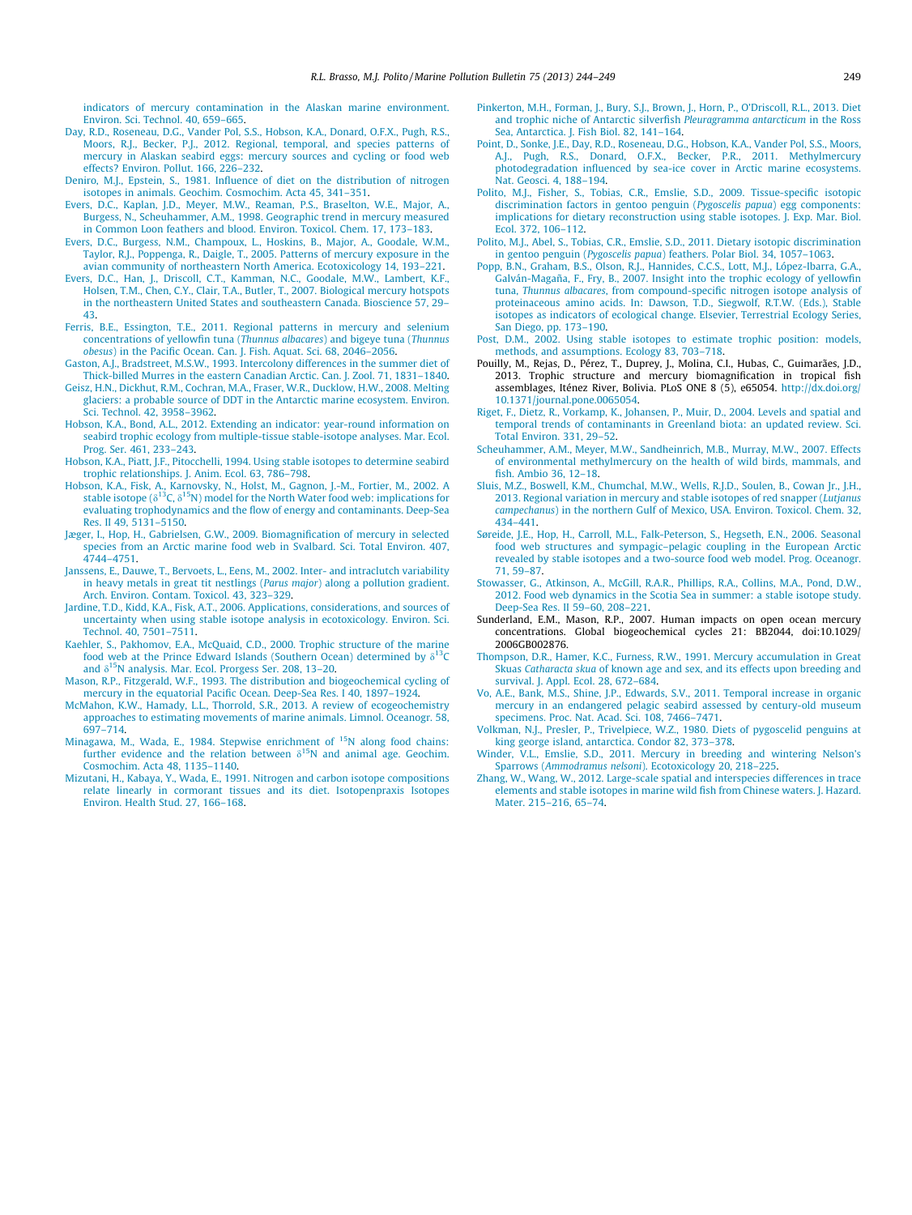indicators of mercury contamination in the Alaskan marine environment. Environ. Sci. Technol. 40, 659–665.

Day, R.D., Roseneau, D.G., Vander Pol, S.S., Hobson, K.A., Donard, O.F.X., Pugh, R.S., Moors, R.J., Becker, P.J., 2012. Regional, temporal, and species patterns of mercury in Alaskan seabird eggs: mercury sources and cycling or food web effects? Environ. Pollut. 166, 226–232.

Deniro, M.J., Epstein, S., 1981. Influence of diet on the distribution of nitrogen isotopes in animals. Geochim. Cosmochim. Acta 45, 341–351.

Evers, D.C., Kaplan, J.D., Meyer, M.W., Reaman, P.S., Braselton, W.E., Major, A., Burgess, N., Scheuhammer, A.M., 1998. Geographic trend in mercury measured in Common Loon feathers and blood. Environ. Toxicol. Chem. 17, 173–183.

Evers, D.C., Burgess, N.M., Champoux, L., Hoskins, B., Major, A., Goodale, W.M., Taylor, R.J., Poppenga, R., Daigle, T., 2005. Patterns of mercury exposure in the avian community of northeastern North America. Ecotoxicology 14, 193–221.

Evers, D.C., Han, J., Driscoll, C.T., Kamman, N.C., Goodale, M.W., Lambert, K.F., Holsen, T.M., Chen, C.Y., Clair, T.A., Butler, T., 2007. Biological mercury hotspots in the northeastern United States and southeastern Canada. Bioscience 57, 29–43.

Ferris, B.E., Essington, T.E., 2011. Regional patterns in mercury and selenium concentrations of yellowfin tuna (*Thunnus albacares*) and bigeye tuna (*Thunnus obesus*) in the Pacific Ocean. Can. J. Fish. Aquat. Sci. 68, 2046–2056.

Gaston, A.J., Bradstreet, M.S.W., 1993. Intercolony differences in the summer diet of Thick-billed Murres in the eastern Canadian Arctic. Can. J. Zool. 71, 1831–1840.

Geisz, H.N., Dickhut, R.M., Cochran, M.A., Fraser, W.R., Ducklow, H.W., 2008. Melting glaciers: a probable source of DDT in the Antarctic marine ecosystem. Environ. Sci. Technol. 42, 3958–3962.

Hobson, K.A., Bond, A.L., 2012. Extending an indicator: year-round information on seabird trophic ecology from multiple-tissue stable-isotope analyses. Mar. Ecol. Prog. Ser. 461, 233–243.

Hobson, K.A., Piatt, J.F., Pitocchelli, J., 1994. Using stable isotopes to determine seabird trophic relationships. J. Anim. Ecol. 63, 786–798.

Hobson, K.A., Fisk, A., Karnovsky, N., Holst, M., Gagnon, J.-M., Fortier, M., 2002. A stable isotope ($\delta^{13}C$, $\delta^{15}N$) model for the North Water food web: implications for evaluating trophodynamics and the flow of energy and contaminants. Deep-Sea Res. II 49, 5131–5150.

Jæger, I., Hop, H., Gabrielsen, G.W., 2009. Biomagnification of mercury in selected species from an Arctic marine food web in Svalbard. Sci. Total Environ. 407, 4744–4751.

Janssens, E., Dauwe, T., Bervoets, L., Eens, M., 2002. Inter- and intraclutch variability in heavy metals in great tit nestlings (*Parus major*) along a pollution gradient. Arch. Environ. Contam. Toxicol. 43, 323–329.

Jardine, T.D., Kidd, K.A., Fisk, A.T., 2006. Applications, considerations, and sources of uncertainty when using stable isotope analysis in ecotoxicology. Environ. Sci. Technol. 40, 7501–7511.

Kaehler, S., Pakhomov, E.A., McQuaid, C.D., 2000. Trophic structure of the marine food web at the Prince Edward Islands (Southern Ocean) determined by $\delta^{13}C$ and $\delta^{15}N$ analysis. Mar. Ecol. Progress Ser. 208, 13–20.

Mason, R.P., Fitzgerald, W.F., 1993. The distribution and biogeochemical cycling of mercury in the equatorial Pacific Ocean. Deep-Sea Res. I 40, 1897–1924.

McMahon, K.W., Hamady, L.L., Thorrold, S.R., 2013. A review of ecogeochemistry approaches to estimating movements of marine animals. Limnol. Oceanogr. 58, 697–714.

Minagawa, M., Wada, E., 1984. Stepwise enrichment of $^{15}N$ along food chains: further evidence and the relation between $\delta^{15}N$ and animal age. Geochim. Cosmochim. Acta 48, 1135–1140.

Mizutani, H., Kabaya, Y., Wada, E., 1991. Nitrogen and carbon isotope compositions relate linearly in cormorant tissues and its diet. Isotopenpraxis Isotopes Environ. Health Stud. 27, 166–168.

Pinkerton, M.H., Forman, J., Bury, S.J., Brown, J., Horn, P., O'Driscoll, R.L., 2013. Diet and trophic niche of Antarctic silverfish *Pleuragramma antarcticum* in the Ross Sea, Antarctica. J. Fish Biol. 82, 141–164.

Point, D., Sonke, J.E., Day, R.D., Roseneau, D.G., Hobson, K.A., Vander Pol, S.S., Moors, A.J., Pugh, R.S., Donard, O.F.X., Becker, P.R., 2011. Methylmercury photodegradation influenced by sea-ice cover in Arctic marine ecosystems. Nat. Geosci. 4, 188–194.

Polito, M.J., Fisher, S., Tobias, C.R., Emslie, S.D., 2009. Tissue-specific isotopic discrimination factors in gentoo penguin (*Pygoscelis papua*) egg components: implications for dietary reconstruction using stable isotopes. J. Exp. Mar. Biol. Ecol. 372, 106–112.

Polito, M.J., Abel, S., Tobias, C.R., Emslie, S.D., 2011. Dietary isotopic discrimination in gentoo penguin (*Pygoscelis papua*) feathers. Polar Biol. 34, 1057–1063.

Popp, B.N., Graham, B.S., Olson, R.J., Hannides, C.C.S., Lott, M.J., López-Ibarra, G.A., Galván-Magaña, F., Fry, B., 2007. Insight into the trophic ecology of yellowfin tuna, *Thunnus albacares*, from compound-specific nitrogen isotope analysis of proteinaceous amino acids. In: Dawson, T.D., Siegwolf, R.T.W. (Eds.), Stable isotopes as indicators of ecological change. Elsevier, Terrestrial Ecology Series, San Diego, pp. 173–190.

Post, D.M., 2002. Using stable isotopes to estimate trophic position: models, methods, and assumptions. Ecology 83, 703–718.

Pouilly, M., Rejas, D., Pérez, T., Duprey, J., Molina, C.I., Hubas, C., Guimarães, J.D., 2013. Trophic structure and mercury biomagnification in tropical fish assemblages, Iténez River, Bolivia. PLoS ONE 8 (5), e65054. http://dx.doi.org/10.1371/journal.pone.0065054.

Riget, F., Dietz, R., Vorkamp, K., Johansen, P., Muir, D., 2004. Levels and spatial and temporal trends of contaminants in Greenland biota: an updated review. Sci. Total Environ. 331, 29–52.

Scheuhammer, A.M., Meyer, M.W., Sandheinrich, M.B., Murray, M.W., 2007. Effects of environmental methylmercury on the health of wild birds, mammals, and fish. Ambio 36, 12–18.

Sluis, M.Z., Boswell, K.M., Chumchal, M.W., Wells, R.J.D., Soulen, B., Cowan Jr., J.H., 2013. Regional variation in mercury and stable isotopes of red snapper (*Lutjanus campechanus*) in the northern Gulf of Mexico, USA. Environ. Toxicol. Chem. 32, 434–441.

Søreide, J.E., Hop, H., Carroll, M.L., Falk-Peterson, S., Hegseth, E.N., 2006. Seasonal food web structures and sympagic–pelagic coupling in the European Arctic revealed by stable isotopes and a two-source food web model. Prog. Oceanogr. 71, 59–87.

Stowasser, G., Atkinson, A., McGill, R.A.R., Phillips, R.A., Collins, M.A., Pond, D.W., 2012. Food web dynamics in the Scotia Sea in summer: a stable isotope study. Deep-Sea Res. II 59–60, 208–221.

Sunderland, E.M., Mason, R.P., 2007. Human impacts on open ocean mercury concentrations. Global biogeochemical cycles 21: BB2044, doi:10.1029/2006GB002876.

Thompson, D.R., Hamer, K.C., Furness, R.W., 1991. Mercury accumulation in Great Skuas *Catharacta skua* of known age and sex, and its effects upon breeding and survival. J. Appl. Ecol. 28, 672–684.

Vo, A.E., Bank, M.S., Shine, J.P., Edwards, S.V., 2011. Temporal increase in organic mercury in an endangered pelagic seabird assessed by century-old museum specimens. Proc. Nat. Acad. Sci. 108, 7466–7471.

Volkman, N.J., Presler, P., Trivelpiece, W.Z., 1980. Diets of pygoscelid penguins at king george island, antarctica. Condor 82, 373–378.

Winder, V.L., Emslie, S.D., 2011. Mercury in breeding and wintering Nelson's Sparrows (*Ammodramus nelsoni*). Ecotoxicology 20, 218–225.

Zhang, W., Wang, W., 2012. Large-scale spatial and interspecies differences in trace elements and stable isotopes in marine wild fish from Chinese waters. J. Hazard. Mater. 215–216, 65–74.